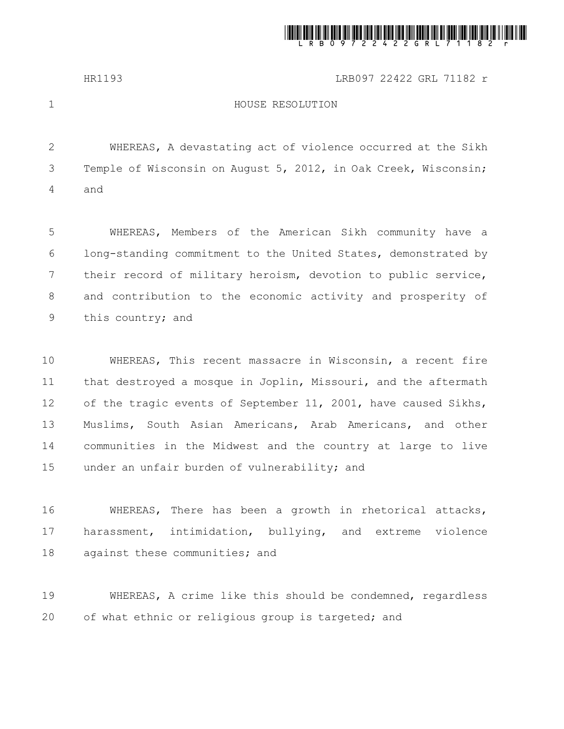HR1193 LRB097 22422 GRL 71182 r

# HOUSE RESOLUTION

WHEREAS, A devastating act of violence occurred at the Sikh Temple of Wisconsin on August 5, 2012, in Oak Creek, Wisconsin; and

WHEREAS, Members of the American Sikh community have a long-standing commitment to the United States, demonstrated by their record of military heroism, devotion to public service, and contribution to the economic activity and prosperity of this country; and

WHEREAS, This recent massacre in Wisconsin, a recent fire that destroyed a mosque in Joplin, Missouri, and the aftermath of the tragic events of September 11, 2001, have caused Sikhs, Muslims, South Asian Americans, Arab Americans, and other communities in the Midwest and the country at large to live under an unfair burden of vulnerability; and

WHEREAS, There has been a growth in rhetorical attacks, harassment, intimidation, bullying, and extreme violence against these communities; and

WHEREAS, A crime like this should be condemned, regardless of what ethnic or religious group is targeted; and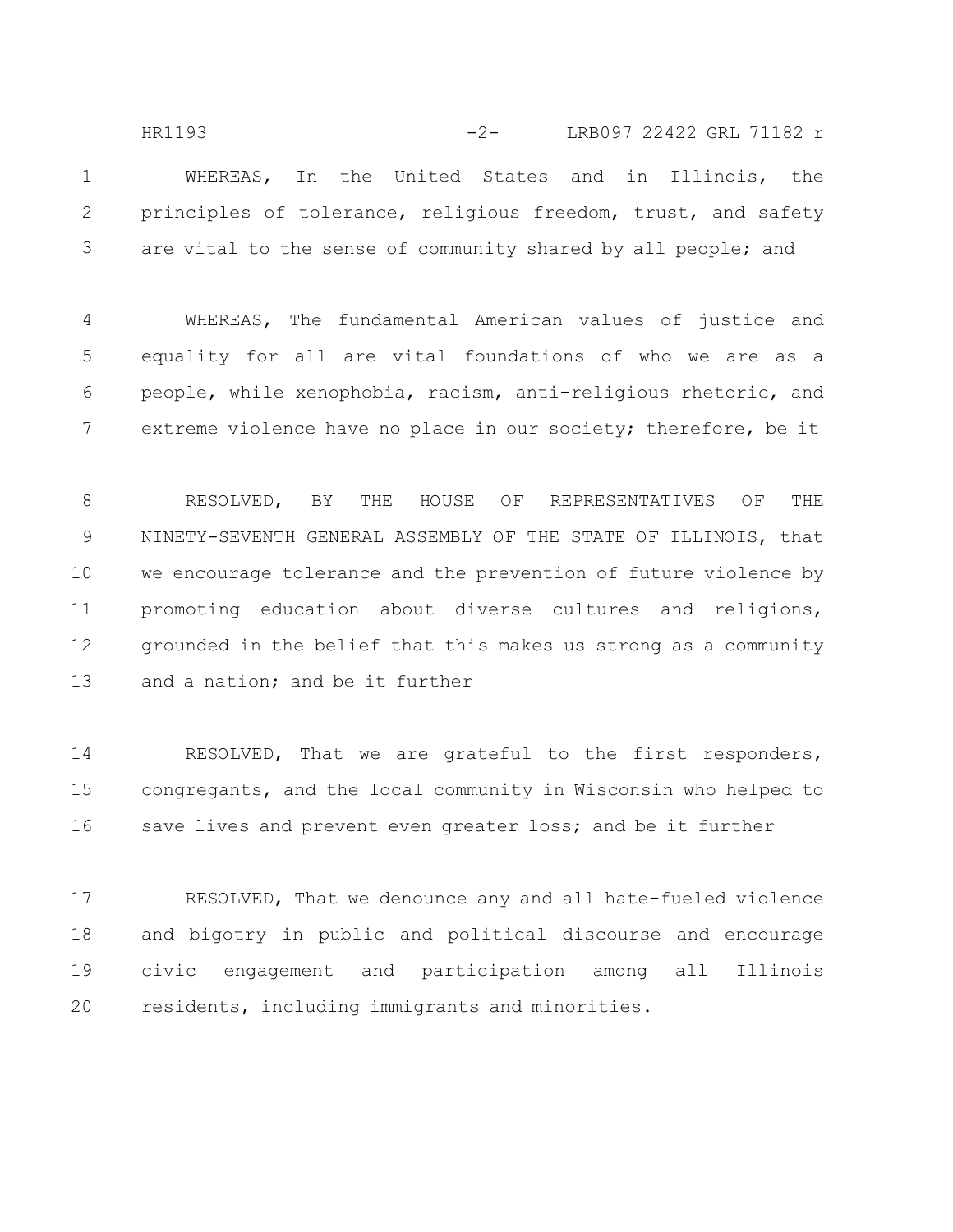WHEREAS, In the United States and in Illinois, the principles of tolerance, religious freedom, trust, and safety are vital to the sense of community shared by all people; and

WHEREAS, The fundamental American values of justice and equality for all are vital foundations of who we are as a people, while xenophobia, racism, anti-religious rhetoric, and extreme violence have no place in our society; therefore, be it

RESOLVED, BY THE HOUSE OF REPRESENTATIVES OF THE NINETY-SEVENTH GENERAL ASSEMBLY OF THE STATE OF ILLINOIS, that we encourage tolerance and the prevention of future violence by promoting education about diverse cultures and religions, grounded in the belief that this makes us strong as a community and a nation; and be it further

RESOLVED, That we are grateful to the first responders, congregants, and the local community in Wisconsin who helped to save lives and prevent even greater loss; and be it further

RESOLVED, That we denounce any and all hate-fueled violence and bigotry in public and political discourse and encourage civic engagement and participation among all Illinois residents, including immigrants and minorities.